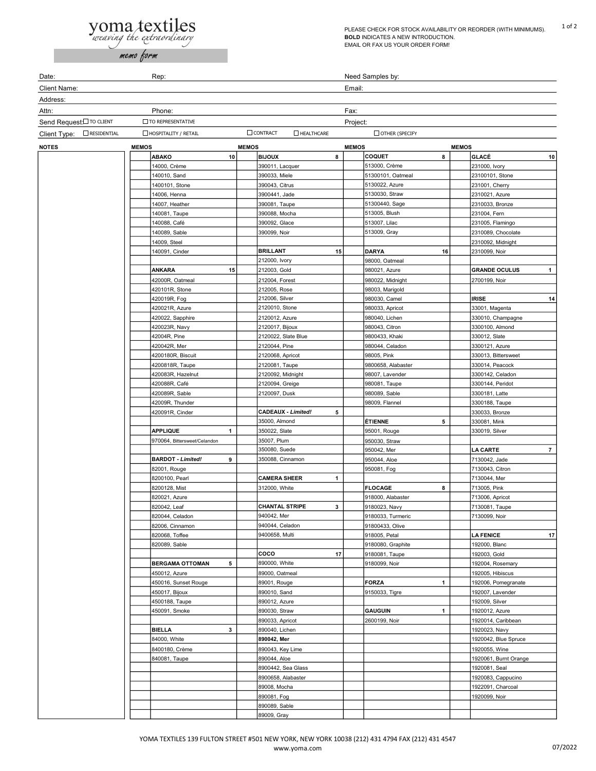yoma textiles
*weaving the extraordinary*

*memo form*

PLEASE CHECK FOR STOCK AVAILABILITY OR REORDER (WITH MINIMUMS).
**BOLD** INDICATES A NEW INTRODUCTION.
EMAIL OR FAX US YOUR ORDER FORM!

| | | | |
|---|---|---|---|
| Date: | Rep: | Need Samples by: | |
| Client Name: | | Email: | |
| Address: | | | |
| Attn: | Phone: | Fax: | |
| Send Request: ☐ TO CLIENT | ☐ TO REPRESENTATIVE | Project: | |
| Client Type: ☐ RESIDENTIAL | ☐ HOSPITALITY / RETAIL | ☐ CONTRACT ☐ HEALTHCARE | ☐ OTHER (SPECIFY |

| NOTES | MEMOS | | MEMOS | | MEMOS | | MEMOS | |
|---|---|---|---|---|---|---|---|---|
| | | **ABAKO** 10 | | **BIJOUX** 8 | | **COQUET** 8 | | **GLACÉ** 10 |
| | | 14000, Crème | | 390011, Lacquer | | 513000, Crème | | 231000, Ivory |
| | | 140010, Sand | | 390033, Miele | | 51300101, Oatmeal | | 23100101, Stone |
| | | 1400101, Stone | | 390043, Citrus | | 5130022, Azure | | 231001, Cherry |
| | | 14006, Henna | | 3900441, Jade | | 5130030, Straw | | 2310021, Azure |
| | | 14007, Heather | | 390081, Taupe | | 51300440, Sage | | 2310033, Bronze |
| | | 140081, Taupe | | 390088, Mocha | | 513005, Blush | | 231004, Fern |
| | | 140088, Café | | 390092, Glace | | 513007, Lilac | | 231005, Flamingo |
| | | 140089, Sable | | 390099, Noir | | 513009, Gray | | 2310089, Chocolate |
| | | 14009, Steel | | | | | | 2310092, Midnight |
| | | 140091, Cinder | | **BRILLANT** 15 | | **DARYA** 16 | | 2310099, Noir |
| | | | | 212000, Ivory | | 98000, Oatmeal | | |
| | | **ANKARA** 15 | | 212003, Gold | | 980021, Azure | | **GRANDE OCULUS** 1 |
| | | 42000R, Oatmeal | | 212004, Forest | | 980022, Midnight | | 2700199, Noir |
| | | 420101R, Stone | | 212005, Rose | | 98003, Marigold | | |
| | | 420019R, Fog | | 212006, Silver | | 980030, Camel | | **IRISE** 14 |
| | | 420021R, Azure | | 2120010, Stone | | 980033, Apricot | | 33001, Magenta |
| | | 420022, Sapphire | | 2120012, Azure | | 980040, Lichen | | 330010, Champagne |
| | | 420023R, Navy | | 2120017, Bijoux | | 980043, Citron | | 3300100, Almond |
| | | 42004R, Pine | | 2120022, Slate Blue | | 9800433, Khaki | | 330012, Slate |
| | | 420042R, Mer | | 2120044, Pine | | 980044, Celadon | | 3300121, Azure |
| | | 4200180R, Biscuit | | 2120068, Apricot | | 98005, Pink | | 330013, Bittersweet |
| | | 4200818R, Taupe | | 2120081, Taupe | | 9800658, Alabaster | | 330014, Peacock |
| | | 420083R, Hazelnut | | 2120092, Midnight | | 98007, Lavender | | 3300142, Celadon |
| | | 420088R, Café | | 2120094, Greige | | 980081, Taupe | | 3300144, Peridot |
| | | 420089R, Sable | | 2120097, Dusk | | 980089, Sable | | 3300181, Latte |
| | | 42009R, Thunder | | | | 98009, Flannel | | 3300188, Taupe |
| | | 420091R, Cinder | | **CADEAUX** - *Limited!* 5 | | | | 330033, Bronze |
| | | | | 35000, Almond | | **ÉTIENNE** 5 | | 330081, Mink |
| | | **APPLIQUE** 1 | | 350022, Slate | | 95001, Rouge | | 330019, Silver |
| | | 970064, Bittersweet/Celandon | | 35007, Plum | | 950030, Straw | | |
| | | | | 350080, Suede | | 950042, Mer | | **LA CARTE** 7 |
| | | **BARDOT** - *Limited!* 9 | | 350088, Cinnamon | | 950044, Aloe | | 7130042, Jade |
| | | 82001, Rouge | | | | 950081, Fog | | 7130043, Citron |
| | | 8200100, Pearl | | **CAMERA SHEER** 1 | | | | 7130044, Mer |
| | | 8200128, Mist | | 312000, White | | **FLOCAGE** 8 | | 713005, Pink |
| | | 820021, Azure | | | | 918000, Alabaster | | 713006, Apricot |
| | | 820042, Leaf | | **CHANTAL STRIPE** 3 | | 9180023, Navy | | 7130081, Taupe |
| | | 820044, Celadon | | 940042, Mer | | 9180033, Turmeric | | 7130099, Noir |
| | | 82006, Cinnamon | | 940044, Celadon | | 91800433, Olive | | |
| | | 820068, Toffee | | 9400658, Multi | | 918005, Petal | | **LA FENICE** 17 |
| | | 820089, Sable | | | | 9180080, Graphite | | 192000, Blanc |
| | | | | **COCO** 17 | | 9180081, Taupe | | 192003, Gold |
| | | **BERGAMA OTTOMAN** 5 | | 890000, White | | 9180099, Noir | | 192004, Rosemary |
| | | 450012, Azure | | 89000, Oatmeal | | | | 192005, Hibiscus |
| | | 450016, Sunset Rouge | | 89001, Rouge | | **FORZA** 1 | | 192006, Pomegranate |
| | | 450017, Bijoux | | 890010, Sand | | 9150033, Tigre | | 192007, Lavender |
| | | 4500188, Taupe | | 890012, Azure | | | | 192009, Silver |
| | | 450091, Smoke | | 890030, Straw | | **GAUGUIN** 1 | | 1920012, Azure |
| | | | | 890033, Apricot | | 2600199, Noir | | 1920014, Caribbean |
| | | **BIELLA** 3 | | 890040, Lichen | | | | 1920023, Navy |
| | | 84000, White | | **890042, Mer** | | | | 1920042, Blue Spruce |
| | | 8400180, Crème | | 890043, Key Lime | | | | 1920055, Wine |
| | | 840081, Taupe | | 890044, Aloe | | | | 1920061, Burnt Orange |
| | | | | 8900442, Sea Glass | | | | 1920081, Seal |
| | | | | 8900658, Alabaster | | | | 1920083, Cappucino |
| | | | | 89008, Mocha | | | | 1922091, Charcoal |
| | | | | 890081, Fog | | | | 1920099, Noir |
| | | | | 890089, Sable | | | | |
| | | | | 89009, Gray | | | | |

YOMA TEXTILES 139 FULTON STREET #501 NEW YORK, NEW YORK 10038 (212) 431 4794 FAX (212) 431 4547
www.yoma.com

07/2022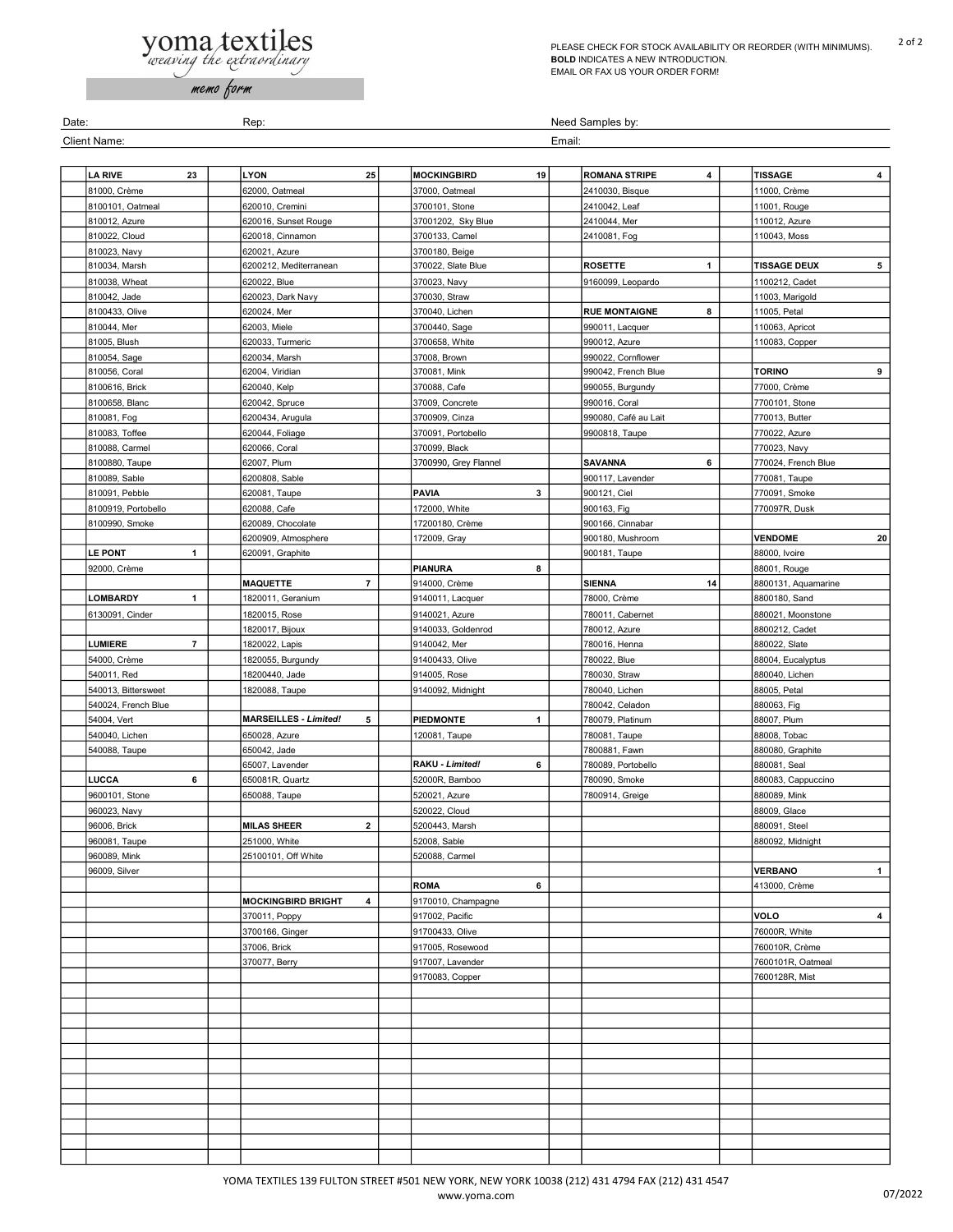# yoma textiles
*weaving the extraordinary*

*memo form*

PLEASE CHECK FOR STOCK AVAILABILITY OR REORDER (WITH MINIMUMS).
**BOLD** INDICATES A NEW INTRODUCTION.
EMAIL OR FAX US YOUR ORDER FORM!

Date: Rep: Need Samples by:

Client Name: Email:

| | | | | |
|---|---|---|---|---|
| **LA RIVE** 23 | **LYON** 25 | **MOCKINGBIRD** 19 | **ROMANA STRIPE** 4 | **TISSAGE** 4 |
| 81000, Crème | 62000, Oatmeal | 37000, Oatmeal | 2410030, Bisque | 11000, Crème |
| 8100101, Oatmeal | 620010, Cremini | 3700101, Stone | 2410042, Leaf | 11001, Rouge |
| 810012, Azure | 620016, Sunset Rouge | 37001202, Sky Blue | 2410044, Mer | 110012, Azure |
| 810022, Cloud | 620018, Cinnamon | 3700133, Camel | 2410081, Fog | 110043, Moss |
| 810023, Navy | 620021, Azure | 3700180, Beige | | |
| 810034, Marsh | 6200212, Mediterranean | 370022, Slate Blue | **ROSETTE** 1 | **TISSAGE DEUX** 5 |
| 810038, Wheat | 620022, Blue | 370023, Navy | 9160099, Leopardo | 1100212, Cadet |
| 810042, Jade | 620023, Dark Navy | 370030, Straw | | 11003, Marigold |
| 8100433, Olive | 620024, Mer | 370040, Lichen | **RUE MONTAIGNE** 8 | 11005, Petal |
| 810044, Mer | 62003, Miele | 3700440, Sage | 990011, Lacquer | 110063, Apricot |
| 81005, Blush | 620033, Turmeric | 3700658, White | 990012, Azure | 110083, Copper |
| 810054, Sage | 620034, Marsh | 37008, Brown | 990022, Cornflower | |
| 810056, Coral | 62004, Viridian | 370081, Mink | 990042, French Blue | **TORINO** 9 |
| 8100616, Brick | 620040, Kelp | 370088, Cafe | 990055, Burgundy | 77000, Crème |
| 8100658, Blanc | 620042, Spruce | 37009, Concrete | 990016, Coral | 7700101, Stone |
| 810081, Fog | 6200434, Arugula | 3700909, Cinza | 990080, Café au Lait | 770013, Butter |
| 810083, Toffee | 620044, Foliage | 370091, Portobello | 9900818, Taupe | 770022, Azure |
| 810088, Carmel | 620066, Coral | 370099, Black | | 770023, Navy |
| 8100880, Taupe | 62007, Plum | 3700990, Grey Flannel | **SAVANNA** 6 | 770024, French Blue |
| 810089, Sable | 6200808, Sable | | 900117, Lavender | 770081, Taupe |
| 810091, Pebble | 620081, Taupe | **PAVIA** 3 | 900121, Ciel | 770091, Smoke |
| 8100919, Portobello | 620088, Cafe | 172000, White | 900163, Fig | 770097R, Dusk |
| 8100990, Smoke | 620089, Chocolate | 17200180, Crème | 900166, Cinnabar | |
| | 6200909, Atmosphere | 172009, Gray | 900180, Mushroom | **VENDOME** 20 |
| **LE PONT** 1 | 620091, Graphite | | 900181, Taupe | 88000, Ivoire |
| 92000, Crème | | **PIANURA** 8 | | 88001, Rouge |
| | **MAQUETTE** 7 | 914000, Crème | **SIENNA** 14 | 8800131, Aquamarine |
| **LOMBARDY** 1 | 1820011, Geranium | 9140011, Lacquer | 78000, Crème | 8800180, Sand |
| 6130091, Cinder | 1820015, Rose | 9140021, Azure | 780011, Cabernet | 880021, Moonstone |
| | 1820017, Bijoux | 9140033, Goldenrod | 780012, Azure | 8800212, Cadet |
| **LUMIERE** 7 | 1820022, Lapis | 9140042, Mer | 780016, Henna | 880022, Slate |
| 54000, Crème | 1820055, Burgundy | 91400433, Olive | 780022, Blue | 88004, Eucalyptus |
| 540011, Red | 18200440, Jade | 914005, Rose | 780030, Straw | 880040, Lichen |
| 540013, Bittersweet | 1820088, Taupe | 9140092, Midnight | 780040, Lichen | 88005, Petal |
| 540024, French Blue | | | 780042, Celadon | 880063, Fig |
| 54004, Vert | **MARSEILLES** - ***Limited!*** 5 | **PIEDMONTE** 1 | 780079, Platinum | 88007, Plum |
| 540040, Lichen | 650028, Azure | 120081, Taupe | 780081, Taupe | 88008, Tobac |
| 540088, Taupe | 650042, Jade | | 7800881, Fawn | 880080, Graphite |
| | 65007, Lavender | **RAKU** - ***Limited!*** 6 | 780089, Portobello | 880081, Seal |
| **LUCCA** 6 | 650081R, Quartz | 52000R, Bamboo | 780090, Smoke | 880083, Cappuccino |
| 9600101, Stone | 650088, Taupe | 520021, Azure | 7800914, Greige | 880089, Mink |
| 960023, Navy | | 520022, Cloud | | 88009, Glace |
| 96006, Brick | **MILAS SHEER** 2 | 5200443, Marsh | | 880091, Steel |
| 960081, Taupe | 251000, White | 52008, Sable | | 880092, Midnight |
| 960089, Mink | 25100101, Off White | 520088, Carmel | | |
| 96009, Silver | | | | **VERBANO** 1 |
| | | **ROMA** 6 | | 413000, Crème |
| | **MOCKINGBIRD BRIGHT** 4 | 9170010, Champagne | | |
| | 370011, Poppy | 917002, Pacific | | **VOLO** 4 |
| | 3700166, Ginger | 91700433, Olive | | 76000R, White |
| | 37006, Brick | 917005, Rosewood | | 760010R, Crème |
| | 370077, Berry | 917007, Lavender | | 7600101R, Oatmeal |
| | | 9170083, Copper | | 7600128R, Mist |

YOMA TEXTILES 139 FULTON STREET #501 NEW YORK, NEW YORK 10038 (212) 431 4794 FAX (212) 431 4547
www.yoma.com

07/2022